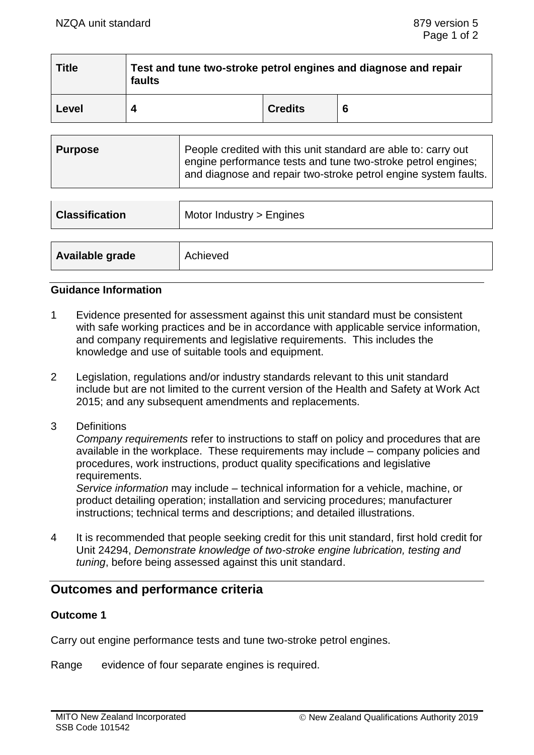| Title | Test and tune two-stroke petrol engines and diagnose and repair faults | | |
|---|---|---|---|
| **Level** | **4** | **Credits** | **6** |

| Purpose | People credited with this unit standard are able to: carry out engine performance tests and tune two-stroke petrol engines; and diagnose and repair two-stroke petrol engine system faults. |
|---|---|

| Classification | Motor Industry > Engines |
|---|---|

| Available grade | Achieved |
|---|---|

### Guidance Information

1. Evidence presented for assessment against this unit standard must be consistent with safe working practices and be in accordance with applicable service information, and company requirements and legislative requirements. This includes the knowledge and use of suitable tools and equipment.

2. Legislation, regulations and/or industry standards relevant to this unit standard include but are not limited to the current version of the Health and Safety at Work Act 2015; and any subsequent amendments and replacements.

3. Definitions
   *Company requirements* refer to instructions to staff on policy and procedures that are available in the workplace. These requirements may include – company policies and procedures, work instructions, product quality specifications and legislative requirements.
   *Service information* may include – technical information for a vehicle, machine, or product detailing operation; installation and servicing procedures; manufacturer instructions; technical terms and descriptions; and detailed illustrations.

4. It is recommended that people seeking credit for this unit standard, first hold credit for Unit 24294, *Demonstrate knowledge of two-stroke engine lubrication, testing and tuning*, before being assessed against this unit standard.

## Outcomes and performance criteria

### Outcome 1

Carry out engine performance tests and tune two-stroke petrol engines.

Range evidence of four separate engines is required.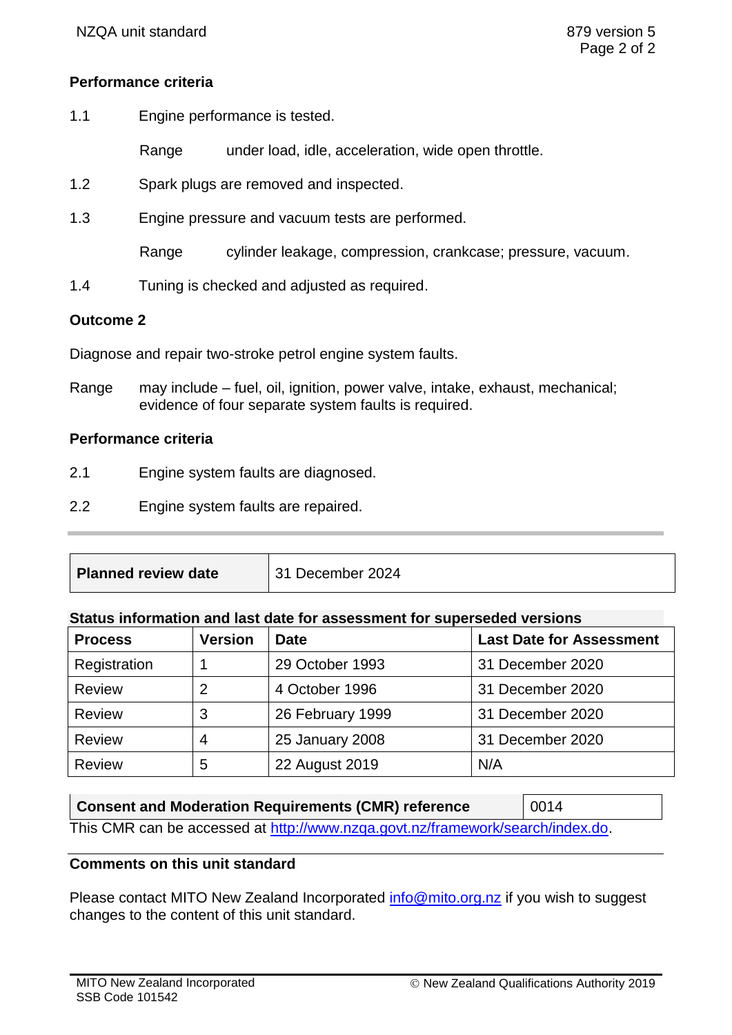**Performance criteria**

1.1 Engine performance is tested.

Range under load, idle, acceleration, wide open throttle.

1.2 Spark plugs are removed and inspected.

1.3 Engine pressure and vacuum tests are performed.

Range cylinder leakage, compression, crankcase; pressure, vacuum.

1.4 Tuning is checked and adjusted as required.

**Outcome 2**

Diagnose and repair two-stroke petrol engine system faults.

Range may include – fuel, oil, ignition, power valve, intake, exhaust, mechanical; evidence of four separate system faults is required.

**Performance criteria**

2.1 Engine system faults are diagnosed.

2.2 Engine system faults are repaired.

| | |
|---|---|
| **Planned review date** | 31 December 2024 |

**Status information and last date for assessment for superseded versions**

| Process | Version | Date | Last Date for Assessment |
|---|---|---|---|
| Registration | 1 | 29 October 1993 | 31 December 2020 |
| Review | 2 | 4 October 1996 | 31 December 2020 |
| Review | 3 | 26 February 1999 | 31 December 2020 |
| Review | 4 | 25 January 2008 | 31 December 2020 |
| Review | 5 | 22 August 2019 | N/A |

| | |
|---|---|
| **Consent and Moderation Requirements (CMR) reference** | 0014 |

This CMR can be accessed at http://www.nzqa.govt.nz/framework/search/index.do.

**Comments on this unit standard**

Please contact MITO New Zealand Incorporated info@mito.org.nz if you wish to suggest changes to the content of this unit standard.